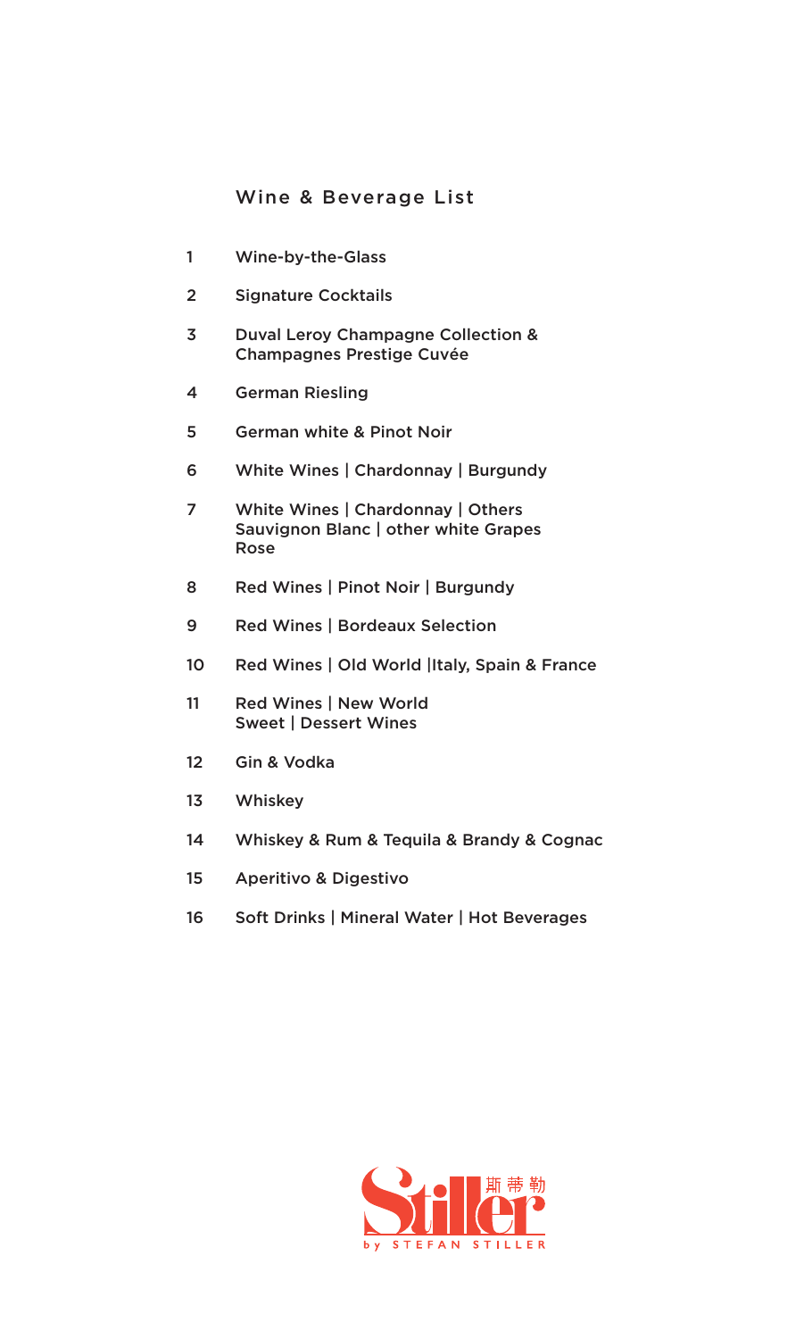# Wine & Beverage List

| | |
|---|---|
| 1 | Wine-by-the-Glass |
| 2 | Signature Cocktails |
| 3 | Duval Leroy Champagne Collection & Champagnes Prestige Cuvée |
| 4 | German Riesling |
| 5 | German white & Pinot Noir |
| 6 | White Wines \| Chardonnay \| Burgundy |
| 7 | White Wines \| Chardonnay \| Others<br>Sauvignon Blanc \| other white Grapes<br>Rose |
| 8 | Red Wines \| Pinot Noir \| Burgundy |
| 9 | Red Wines \| Bordeaux Selection |
| 10 | Red Wines \| Old World \|Italy, Spain & France |
| 11 | Red Wines \| New World<br>Sweet \| Dessert Wines |
| 12 | Gin & Vodka |
| 13 | Whiskey |
| 14 | Whiskey & Rum & Tequila & Brandy & Cognac |
| 15 | Aperitivo & Digestivo |
| 16 | Soft Drinks \| Mineral Water \| Hot Beverages |

Stiller 斯蒂勒

by STEFAN STILLER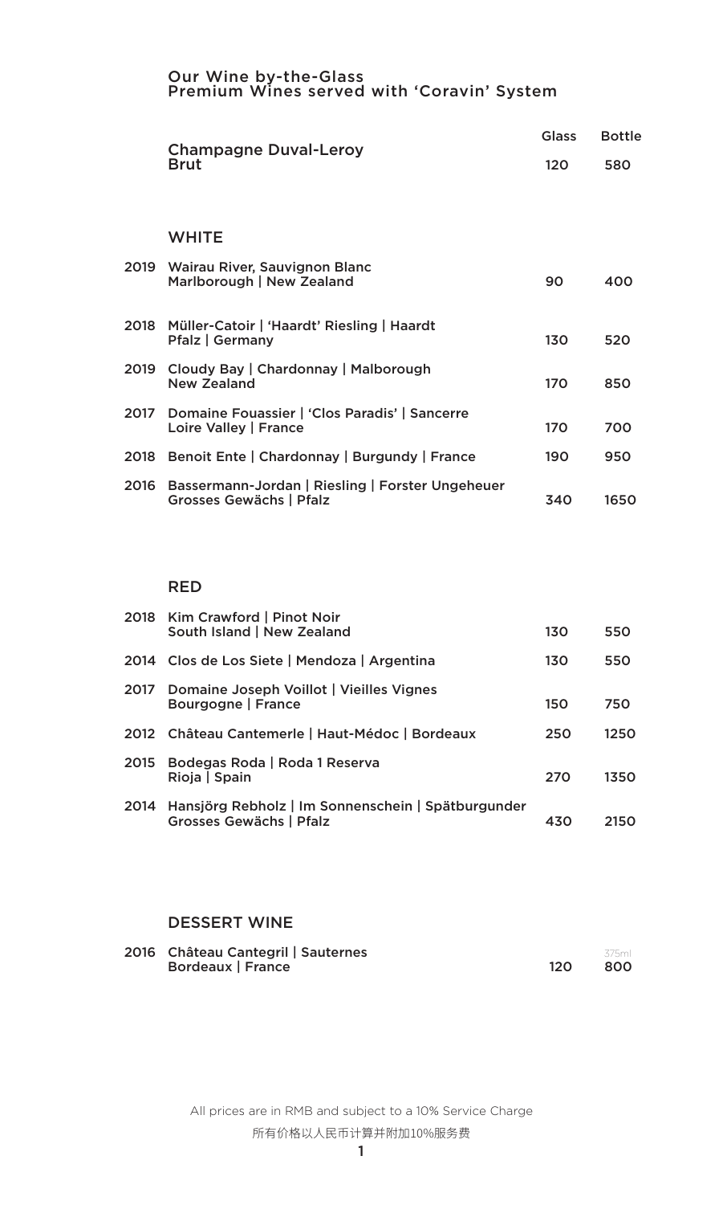## Our Wine by-the-Glass
### Premium Wines served with 'Coravin' System

| | | Glass | Bottle |
|---|---|---|---|
| | **Champagne Duval-Leroy** Brut | 120 | 580 |

### WHITE

| Vintage | Wine | Glass | Bottle |
|---|---|---|---|
| 2019 | Wairau River, Sauvignon Blanc Marlborough \| New Zealand | 90 | 400 |
| 2018 | Müller-Catoir \| 'Haardt' Riesling \| Haardt Pfalz \| Germany | 130 | 520 |
| 2019 | Cloudy Bay \| Chardonnay \| Malborough New Zealand | 170 | 850 |
| 2017 | Domaine Fouassier \| 'Clos Paradis' \| Sancerre Loire Valley \| France | 170 | 700 |
| 2018 | Benoit Ente \| Chardonnay \| Burgundy \| France | 190 | 950 |
| 2016 | Bassermann-Jordan \| Riesling \| Forster Ungeheuer Grosses Gewächs \| Pfalz | 340 | 1650 |

### RED

| Vintage | Wine | Glass | Bottle |
|---|---|---|---|
| 2018 | Kim Crawford \| Pinot Noir South Island \| New Zealand | 130 | 550 |
| 2014 | Clos de Los Siete \| Mendoza \| Argentina | 130 | 550 |
| 2017 | Domaine Joseph Voillot \| Vieilles Vignes Bourgogne \| France | 150 | 750 |
| 2012 | Château Cantemerle \| Haut-Médoc \| Bordeaux | 250 | 1250 |
| 2015 | Bodegas Roda \| Roda 1 Reserva Rioja \| Spain | 270 | 1350 |
| 2014 | Hansjörg Rebholz \| Im Sonnenschein \| Spätburgunder Grosses Gewächs \| Pfalz | 430 | 2150 |

### DESSERT WINE

| Vintage | Wine | Glass | Bottle |
|---|---|---|---|
| 2016 | Château Cantegril \| Sauternes Bordeaux \| France | 120 | 375ml 800 |

All prices are in RMB and subject to a 10% Service Charge

所有价格以人民币计算并附加10%服务费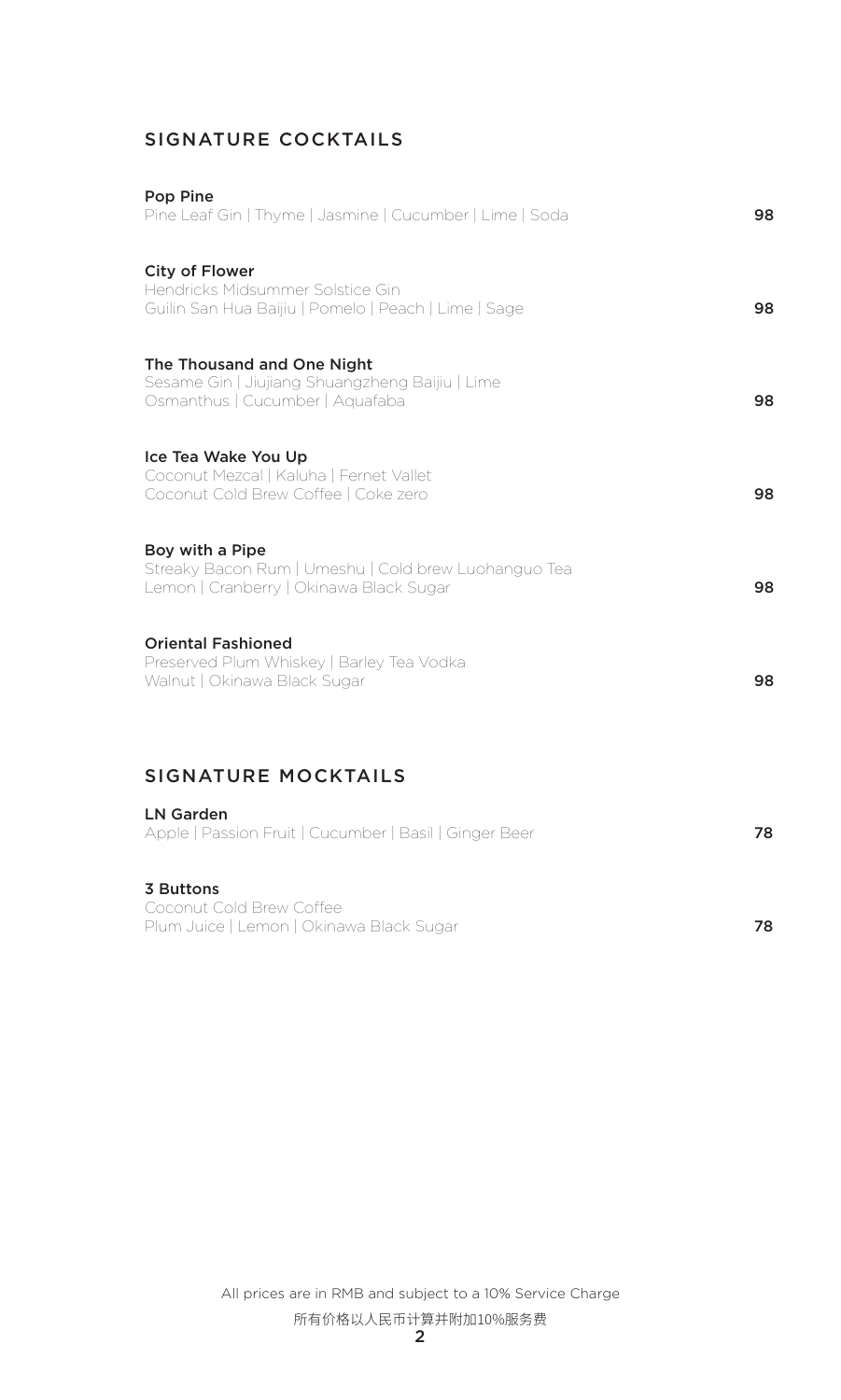## SIGNATURE COCKTAILS

**Pop Pine**
Pine Leaf Gin | Thyme | Jasmine | Cucumber | Lime | Soda — **98**

**City of Flower**
Hendricks Midsummer Solstice Gin
Guilin San Hua Baijiu | Pomelo | Peach | Lime | Sage — **98**

**The Thousand and One Night**
Sesame Gin | Jiujiang Shuangzheng Baijiu | Lime
Osmanthus | Cucumber | Aquafaba — **98**

**Ice Tea Wake You Up**
Coconut Mezcal | Kaluha | Fernet Vallet
Coconut Cold Brew Coffee | Coke zero — **98**

**Boy with a Pipe**
Streaky Bacon Rum | Umeshu | Cold brew Luohanguo Tea
Lemon | Cranberry | Okinawa Black Sugar — **98**

**Oriental Fashioned**
Preserved Plum Whiskey | Barley Tea Vodka
Walnut | Okinawa Black Sugar — **98**

## SIGNATURE MOCKTAILS

**LN Garden**
Apple | Passion Fruit | Cucumber | Basil | Ginger Beer — **78**

**3 Buttons**
Coconut Cold Brew Coffee
Plum Juice | Lemon | Okinawa Black Sugar — **78**

All prices are in RMB and subject to a 10% Service Charge

所有价格以人民币计算并附加10%服务费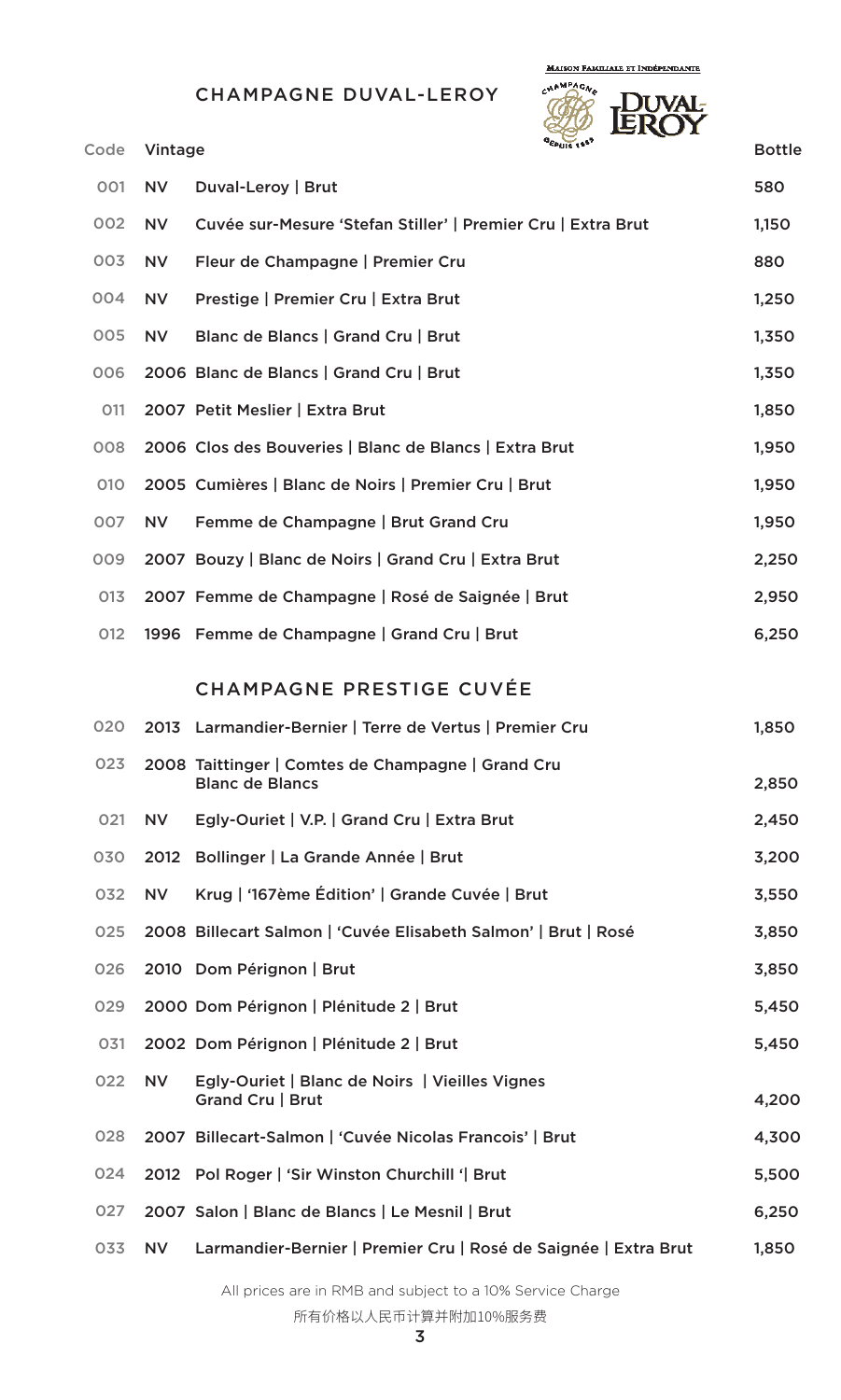## CHAMPAGNE DUVAL-LEROY

MAISON FAMILIALE ET INDÉPENDANTE

| Code | Vintage | | Bottle |
|---|---|---|---|
| 001 | NV | Duval-Leroy \| Brut | 580 |
| 002 | NV | Cuvée sur-Mesure 'Stefan Stiller' \| Premier Cru \| Extra Brut | 1,150 |
| 003 | NV | Fleur de Champagne \| Premier Cru | 880 |
| 004 | NV | Prestige \| Premier Cru \| Extra Brut | 1,250 |
| 005 | NV | Blanc de Blancs \| Grand Cru \| Brut | 1,350 |
| 006 | 2006 | Blanc de Blancs \| Grand Cru \| Brut | 1,350 |
| 011 | 2007 | Petit Meslier \| Extra Brut | 1,850 |
| 008 | 2006 | Clos des Bouveries \| Blanc de Blancs \| Extra Brut | 1,950 |
| 010 | 2005 | Cumières \| Blanc de Noirs \| Premier Cru \| Brut | 1,950 |
| 007 | NV | Femme de Champagne \| Brut Grand Cru | 1,950 |
| 009 | 2007 | Bouzy \| Blanc de Noirs \| Grand Cru \| Extra Brut | 2,250 |
| 013 | 2007 | Femme de Champagne \| Rosé de Saignée \| Brut | 2,950 |
| 012 | 1996 | Femme de Champagne \| Grand Cru \| Brut | 6,250 |

## CHAMPAGNE PRESTIGE CUVÉE

| Code | Vintage | | Bottle |
|---|---|---|---|
| 020 | 2013 | Larmandier-Bernier \| Terre de Vertus \| Premier Cru | 1,850 |
| 023 | 2008 | Taittinger \| Comtes de Champagne \| Grand Cru Blanc de Blancs | 2,850 |
| 021 | NV | Egly-Ouriet \| V.P. \| Grand Cru \| Extra Brut | 2,450 |
| 030 | 2012 | Bollinger \| La Grande Année \| Brut | 3,200 |
| 032 | NV | Krug \| '167ème Édition' \| Grande Cuvée \| Brut | 3,550 |
| 025 | 2008 | Billecart Salmon \| 'Cuvée Elisabeth Salmon' \| Brut \| Rosé | 3,850 |
| 026 | 2010 | Dom Pérignon \| Brut | 3,850 |
| 029 | 2000 | Dom Pérignon \| Plénitude 2 \| Brut | 5,450 |
| 031 | 2002 | Dom Pérignon \| Plénitude 2 \| Brut | 5,450 |
| 022 | NV | Egly-Ouriet \| Blanc de Noirs \| Vieilles Vignes Grand Cru \| Brut | 4,200 |
| 028 | 2007 | Billecart-Salmon \| 'Cuvée Nicolas Francois' \| Brut | 4,300 |
| 024 | 2012 | Pol Roger \| 'Sir Winston Churchill '\| Brut | 5,500 |
| 027 | 2007 | Salon \| Blanc de Blancs \| Le Mesnil \| Brut | 6,250 |
| 033 | NV | Larmandier-Bernier \| Premier Cru \| Rosé de Saignée \| Extra Brut | 1,850 |

All prices are in RMB and subject to a 10% Service Charge

所有价格以人民币计算并附加10%服务费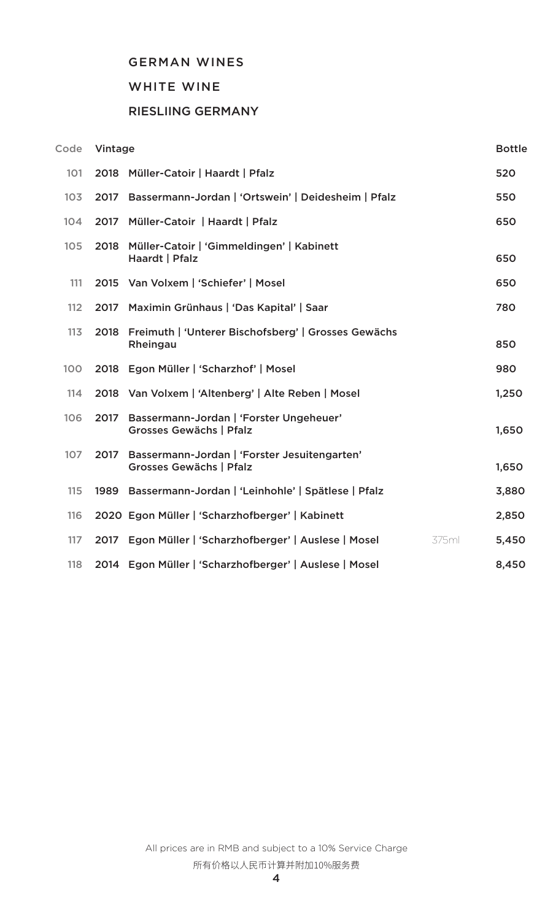## GERMAN WINES

### WHITE WINE

### RIESLIING GERMANY

| Code | Vintage | | | Bottle |
|---|---|---|---|---|
| 101 | 2018 | Müller-Catoir \| Haardt \| Pfalz | | 520 |
| 103 | 2017 | Bassermann-Jordan \| 'Ortswein' \| Deidesheim \| Pfalz | | 550 |
| 104 | 2017 | Müller-Catoir \| Haardt \| Pfalz | | 650 |
| 105 | 2018 | Müller-Catoir \| 'Gimmeldingen' \| Kabinett Haardt \| Pfalz | | 650 |
| 111 | 2015 | Van Volxem \| 'Schiefer' \| Mosel | | 650 |
| 112 | 2017 | Maximin Grünhaus \| 'Das Kapital' \| Saar | | 780 |
| 113 | 2018 | Freimuth \| 'Unterer Bischofsberg' \| Grosses Gewächs Rheingau | | 850 |
| 100 | 2018 | Egon Müller \| 'Scharzhof' \| Mosel | | 980 |
| 114 | 2018 | Van Volxem \| 'Altenberg' \| Alte Reben \| Mosel | | 1,250 |
| 106 | 2017 | Bassermann-Jordan \| 'Forster Ungeheuer' Grosses Gewächs \| Pfalz | | 1,650 |
| 107 | 2017 | Bassermann-Jordan \| 'Forster Jesuitengarten' Grosses Gewächs \| Pfalz | | 1,650 |
| 115 | 1989 | Bassermann-Jordan \| 'Leinhohle' \| Spätlese \| Pfalz | | 3,880 |
| 116 | 2020 | Egon Müller \| 'Scharzhofberger' \| Kabinett | | 2,850 |
| 117 | 2017 | Egon Müller \| 'Scharzhofberger' \| Auslese \| Mosel | 375ml | 5,450 |
| 118 | 2014 | Egon Müller \| 'Scharzhofberger' \| Auslese \| Mosel | | 8,450 |

All prices are in RMB and subject to a 10% Service Charge

所有价格以人民币计算并附加10%服务费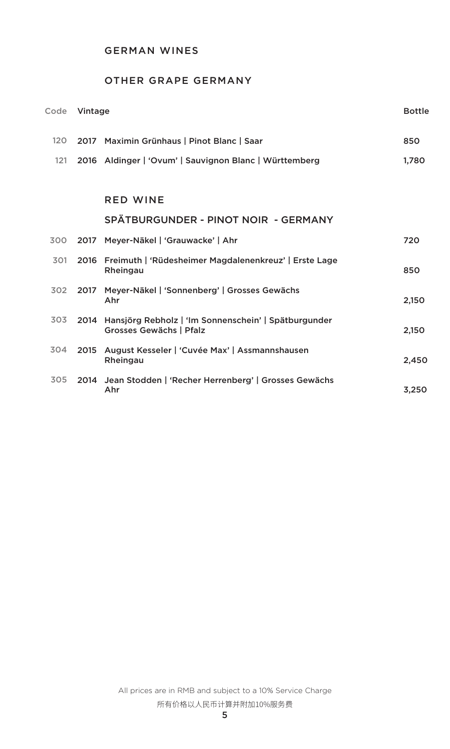## GERMAN WINES

### OTHER GRAPE GERMANY

| Code | Vintage | | Bottle |
|---|---|---|---|
| 120 | 2017 | Maximin Grünhaus \| Pinot Blanc \| Saar | 850 |
| 121 | 2016 | Aldinger \| 'Ovum' \| Sauvignon Blanc \| Württemberg | 1,780 |

## RED WINE

### SPÄTBURGUNDER - PINOT NOIR - GERMANY

| Code | Vintage | | Bottle |
|---|---|---|---|
| 300 | 2017 | Meyer-Näkel \| 'Grauwacke' \| Ahr | 720 |
| 301 | 2016 | Freimuth \| 'Rüdesheimer Magdalenenkreuz' \| Erste Lage Rheingau | 850 |
| 302 | 2017 | Meyer-Näkel \| 'Sonnenberg' \| Grosses Gewächs Ahr | 2,150 |
| 303 | 2014 | Hansjörg Rebholz \| 'Im Sonnenschein' \| Spätburgunder Grosses Gewächs \| Pfalz | 2,150 |
| 304 | 2015 | August Kesseler \| 'Cuvée Max' \| Assmannshausen Rheingau | 2,450 |
| 305 | 2014 | Jean Stodden \| 'Recher Herrenberg' \| Grosses Gewächs Ahr | 3,250 |

All prices are in RMB and subject to a 10% Service Charge

所有价格以人民币计算并附加10%服务费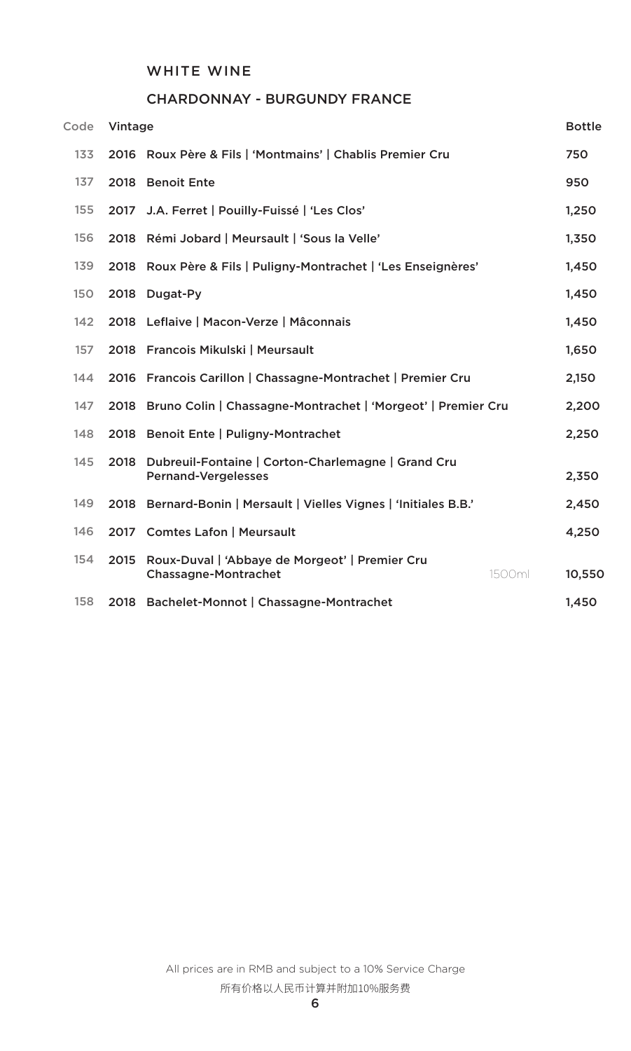## WHITE WINE

### CHARDONNAY - BURGUNDY FRANCE

| Code | Vintage | | | Bottle |
|---|---|---|---|---|
| 133 | 2016 | Roux Père & Fils \| 'Montmains' \| Chablis Premier Cru | | 750 |
| 137 | 2018 | Benoit Ente | | 950 |
| 155 | 2017 | J.A. Ferret \| Pouilly-Fuissé \| 'Les Clos' | | 1,250 |
| 156 | 2018 | Rémi Jobard \| Meursault \| 'Sous la Velle' | | 1,350 |
| 139 | 2018 | Roux Père & Fils \| Puligny-Montrachet \| 'Les Enseignères' | | 1,450 |
| 150 | 2018 | Dugat-Py | | 1,450 |
| 142 | 2018 | Leflaive \| Macon-Verze \| Mâconnais | | 1,450 |
| 157 | 2018 | Francois Mikulski \| Meursault | | 1,650 |
| 144 | 2016 | Francois Carillon \| Chassagne-Montrachet \| Premier Cru | | 2,150 |
| 147 | 2018 | Bruno Colin \| Chassagne-Montrachet \| 'Morgeot' \| Premier Cru | | 2,200 |
| 148 | 2018 | Benoit Ente \| Puligny-Montrachet | | 2,250 |
| 145 | 2018 | Dubreuil-Fontaine \| Corton-Charlemagne \| Grand Cru Pernand-Vergelesses | | 2,350 |
| 149 | 2018 | Bernard-Bonin \| Mersault \| Vielles Vignes \| 'Initiales B.B.' | | 2,450 |
| 146 | 2017 | Comtes Lafon \| Meursault | | 4,250 |
| 154 | 2015 | Roux-Duval \| 'Abbaye de Morgeot' \| Premier Cru Chassagne-Montrachet | 1500ml | 10,550 |
| 158 | 2018 | Bachelet-Monnot \| Chassagne-Montrachet | | 1,450 |

All prices are in RMB and subject to a 10% Service Charge

所有价格以人民币计算并附加10%服务费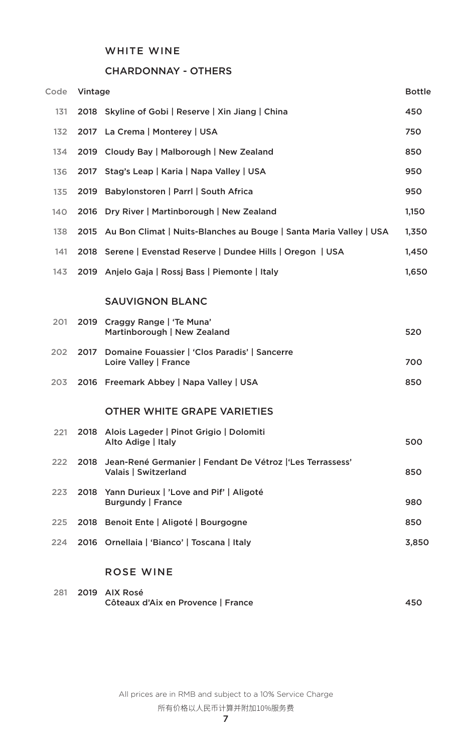## WHITE WINE

### CHARDONNAY - OTHERS

| Code | Vintage | | Bottle |
|---|---|---|---|
| 131 | 2018 | Skyline of Gobi \| Reserve \| Xin Jiang \| China | 450 |
| 132 | 2017 | La Crema \| Monterey \| USA | 750 |
| 134 | 2019 | Cloudy Bay \| Malborough \| New Zealand | 850 |
| 136 | 2017 | Stag's Leap \| Karia \| Napa Valley \| USA | 950 |
| 135 | 2019 | Babylonstoren \| Parrl \| South Africa | 950 |
| 140 | 2016 | Dry River \| Martinborough \| New Zealand | 1,150 |
| 138 | 2015 | Au Bon Climat \| Nuits-Blanches au Bouge \| Santa Maria Valley \| USA | 1,350 |
| 141 | 2018 | Serene \| Evenstad Reserve \| Dundee Hills \| Oregon \| USA | 1,450 |
| 143 | 2019 | Anjelo Gaja \| Rossj Bass \| Piemonte \| Italy | 1,650 |

### SAUVIGNON BLANC

| Code | Vintage | | Bottle |
|---|---|---|---|
| 201 | 2019 | Craggy Range \| 'Te Muna' Martinborough \| New Zealand | 520 |
| 202 | 2017 | Domaine Fouassier \| 'Clos Paradis' \| Sancerre Loire Valley \| France | 700 |
| 203 | 2016 | Freemark Abbey \| Napa Valley \| USA | 850 |

### OTHER WHITE GRAPE VARIETIES

| Code | Vintage | | Bottle |
|---|---|---|---|
| 221 | 2018 | Alois Lageder \| Pinot Grigio \| Dolomiti Alto Adige \| Italy | 500 |
| 222 | 2018 | Jean-René Germanier \| Fendant De Vétroz \|'Les Terrassess' Valais \| Switzerland | 850 |
| 223 | 2018 | Yann Durieux \| 'Love and Pif' \| Aligoté Burgundy \| France | 980 |
| 225 | 2018 | Benoit Ente \| Aligoté \| Bourgogne | 850 |
| 224 | 2016 | Ornellaia \| 'Bianco' \| Toscana \| Italy | 3,850 |

## ROSE WINE

| Code | Vintage | | Bottle |
|---|---|---|---|
| 281 | 2019 | AIX Rosé Côteaux d'Aix en Provence \| France | 450 |

All prices are in RMB and subject to a 10% Service Charge

所有价格以人民币计算并附加10%服务费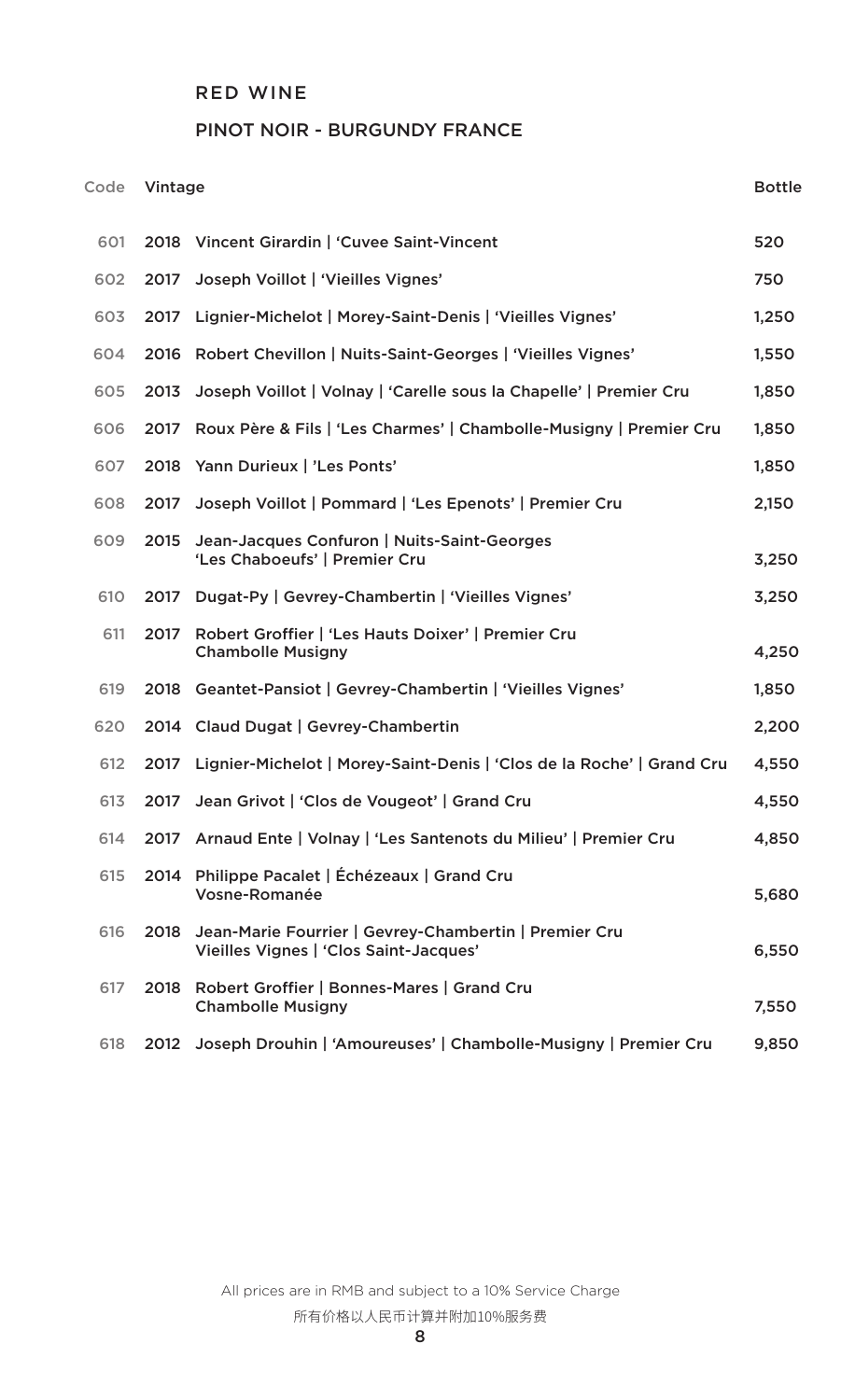## RED WINE

### PINOT NOIR - BURGUNDY FRANCE

| Code | Vintage | | Bottle |
|---|---|---|---|
| 601 | 2018 | Vincent Girardin \| 'Cuvee Saint-Vincent | 520 |
| 602 | 2017 | Joseph Voillot \| 'Vieilles Vignes' | 750 |
| 603 | 2017 | Lignier-Michelot \| Morey-Saint-Denis \| 'Vieilles Vignes' | 1,250 |
| 604 | 2016 | Robert Chevillon \| Nuits-Saint-Georges \| 'Vieilles Vignes' | 1,550 |
| 605 | 2013 | Joseph Voillot \| Volnay \| 'Carelle sous la Chapelle' \| Premier Cru | 1,850 |
| 606 | 2017 | Roux Père & Fils \| 'Les Charmes' \| Chambolle-Musigny \| Premier Cru | 1,850 |
| 607 | 2018 | Yann Durieux \| 'Les Ponts' | 1,850 |
| 608 | 2017 | Joseph Voillot \| Pommard \| 'Les Epenots' \| Premier Cru | 2,150 |
| 609 | 2015 | Jean-Jacques Confuron \| Nuits-Saint-Georges 'Les Chaboeufs' \| Premier Cru | 3,250 |
| 610 | 2017 | Dugat-Py \| Gevrey-Chambertin \| 'Vieilles Vignes' | 3,250 |
| 611 | 2017 | Robert Groffier \| 'Les Hauts Doixer' \| Premier Cru Chambolle Musigny | 4,250 |
| 619 | 2018 | Geantet-Pansiot \| Gevrey-Chambertin \| 'Vieilles Vignes' | 1,850 |
| 620 | 2014 | Claud Dugat \| Gevrey-Chambertin | 2,200 |
| 612 | 2017 | Lignier-Michelot \| Morey-Saint-Denis \| 'Clos de la Roche' \| Grand Cru | 4,550 |
| 613 | 2017 | Jean Grivot \| 'Clos de Vougeot' \| Grand Cru | 4,550 |
| 614 | 2017 | Arnaud Ente \| Volnay \| 'Les Santenots du Milieu' \| Premier Cru | 4,850 |
| 615 | 2014 | Philippe Pacalet \| Échézeaux \| Grand Cru Vosne-Romanée | 5,680 |
| 616 | 2018 | Jean-Marie Fourrier \| Gevrey-Chambertin \| Premier Cru Vieilles Vignes \| 'Clos Saint-Jacques' | 6,550 |
| 617 | 2018 | Robert Groffier \| Bonnes-Mares \| Grand Cru Chambolle Musigny | 7,550 |
| 618 | 2012 | Joseph Drouhin \| 'Amoureuses' \| Chambolle-Musigny \| Premier Cru | 9,850 |

All prices are in RMB and subject to a 10% Service Charge

所有价格以人民币计算并附加10%服务费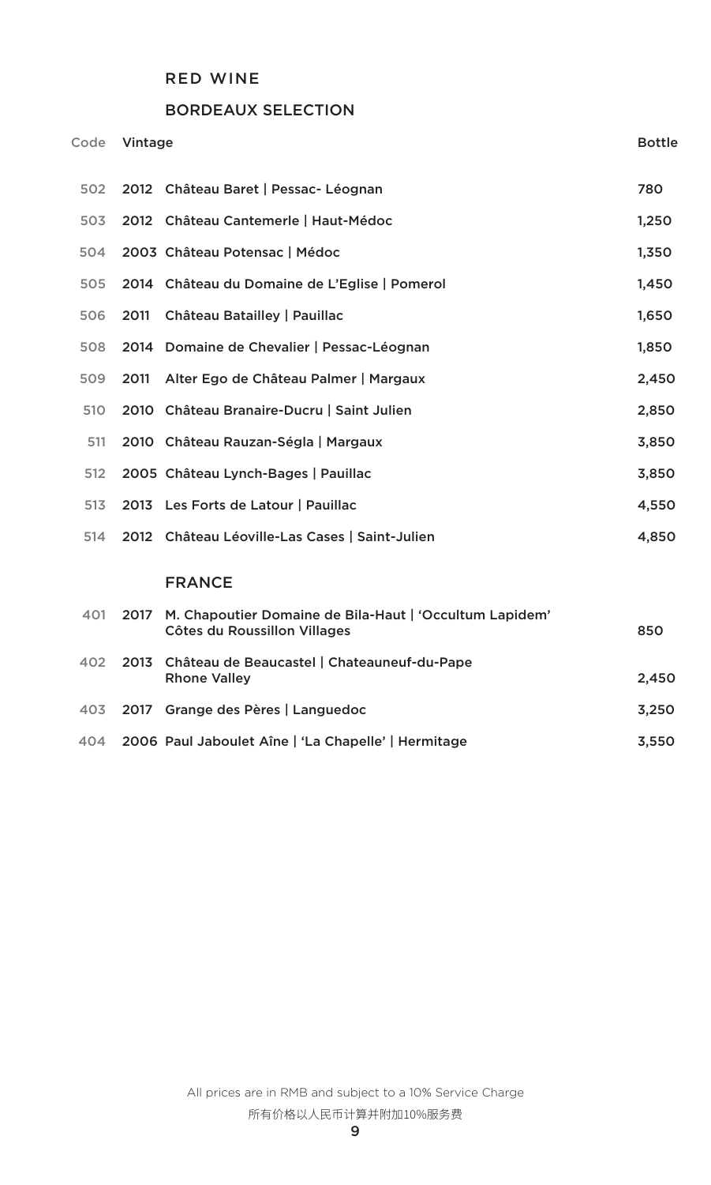# RED WINE

## BORDEAUX SELECTION

| Code | Vintage | | Bottle |
|---|---|---|---|
| 502 | 2012 | Château Baret \| Pessac- Léognan | 780 |
| 503 | 2012 | Château Cantemerle \| Haut-Médoc | 1,250 |
| 504 | 2003 | Château Potensac \| Médoc | 1,350 |
| 505 | 2014 | Château du Domaine de L'Eglise \| Pomerol | 1,450 |
| 506 | 2011 | Château Batailley \| Pauillac | 1,650 |
| 508 | 2014 | Domaine de Chevalier \| Pessac-Léognan | 1,850 |
| 509 | 2011 | Alter Ego de Château Palmer \| Margaux | 2,450 |
| 510 | 2010 | Château Branaire-Ducru \| Saint Julien | 2,850 |
| 511 | 2010 | Château Rauzan-Ségla \| Margaux | 3,850 |
| 512 | 2005 | Château Lynch-Bages \| Pauillac | 3,850 |
| 513 | 2013 | Les Forts de Latour \| Pauillac | 4,550 |
| 514 | 2012 | Château Léoville-Las Cases \| Saint-Julien | 4,850 |

## FRANCE

| Code | Vintage | | Bottle |
|---|---|---|---|
| 401 | 2017 | M. Chapoutier Domaine de Bila-Haut \| 'Occultum Lapidem' Côtes du Roussillon Villages | 850 |
| 402 | 2013 | Château de Beaucastel \| Chateauneuf-du-Pape Rhone Valley | 2,450 |
| 403 | 2017 | Grange des Pères \| Languedoc | 3,250 |
| 404 | 2006 | Paul Jaboulet Aîne \| 'La Chapelle' \| Hermitage | 3,550 |

All prices are in RMB and subject to a 10% Service Charge

所有价格以人民币计算并附加10%服务费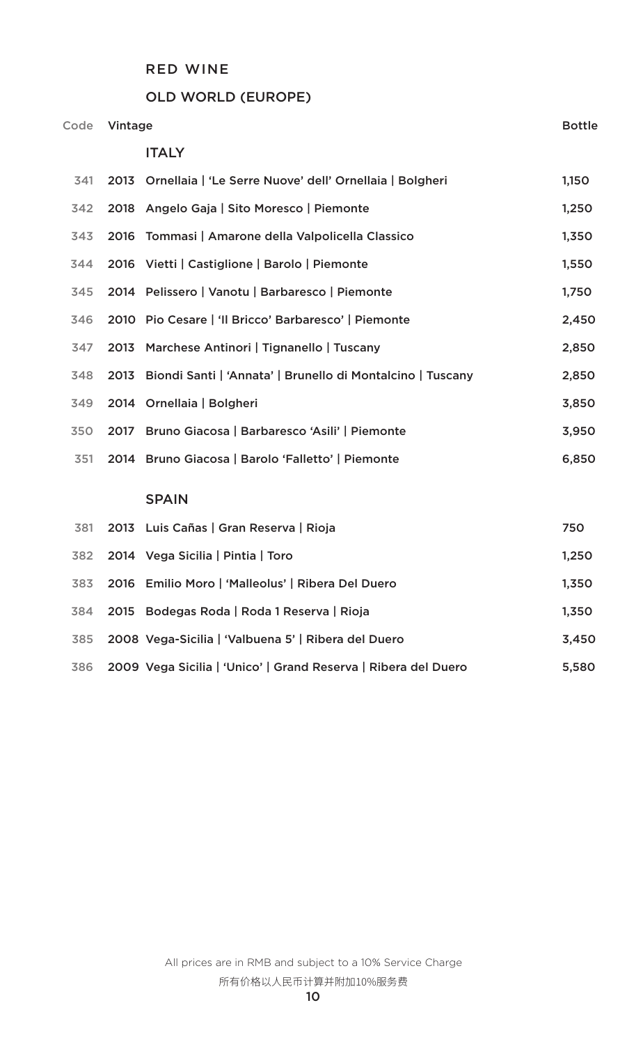# RED WINE

## OLD WORLD (EUROPE)

| Code | Vintage | | Bottle |
|---|---|---|---|
| | | **ITALY** | |
| 341 | 2013 | Ornellaia \| 'Le Serre Nuove' dell' Ornellaia \| Bolgheri | 1,150 |
| 342 | 2018 | Angelo Gaja \| Sito Moresco \| Piemonte | 1,250 |
| 343 | 2016 | Tommasi \| Amarone della Valpolicella Classico | 1,350 |
| 344 | 2016 | Vietti \| Castiglione \| Barolo \| Piemonte | 1,550 |
| 345 | 2014 | Pelissero \| Vanotu \| Barbaresco \| Piemonte | 1,750 |
| 346 | 2010 | Pio Cesare \| 'Il Bricco' Barbaresco' \| Piemonte | 2,450 |
| 347 | 2013 | Marchese Antinori \| Tignanello \| Tuscany | 2,850 |
| 348 | 2013 | Biondi Santi \| 'Annata' \| Brunello di Montalcino \| Tuscany | 2,850 |
| 349 | 2014 | Ornellaia \| Bolgheri | 3,850 |
| 350 | 2017 | Bruno Giacosa \| Barbaresco 'Asili' \| Piemonte | 3,950 |
| 351 | 2014 | Bruno Giacosa \| Barolo 'Falletto' \| Piemonte | 6,850 |
| | | **SPAIN** | |
| 381 | 2013 | Luis Cañas \| Gran Reserva \| Rioja | 750 |
| 382 | 2014 | Vega Sicilia \| Pintia \| Toro | 1,250 |
| 383 | 2016 | Emilio Moro \| 'Malleolus' \| Ribera Del Duero | 1,350 |
| 384 | 2015 | Bodegas Roda \| Roda 1 Reserva \| Rioja | 1,350 |
| 385 | 2008 | Vega-Sicilia \| 'Valbuena 5' \| Ribera del Duero | 3,450 |
| 386 | 2009 | Vega Sicilia \| 'Unico' \| Grand Reserva \| Ribera del Duero | 5,580 |

All prices are in RMB and subject to a 10% Service Charge

所有价格以人民币计算并附加10%服务费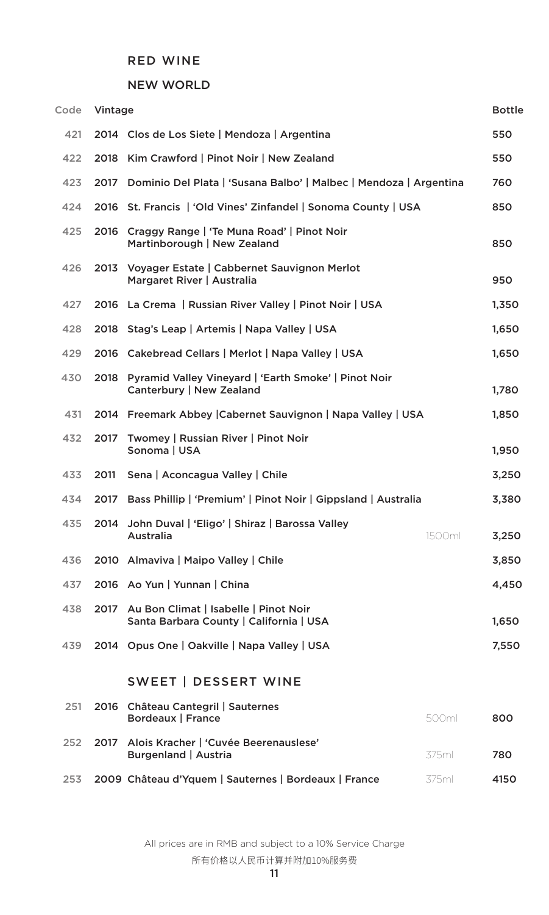## RED WINE

### NEW WORLD

| Code | Vintage | | | Bottle |
|---|---|---|---|---|
| 421 | 2014 | Clos de Los Siete \| Mendoza \| Argentina | | 550 |
| 422 | 2018 | Kim Crawford \| Pinot Noir \| New Zealand | | 550 |
| 423 | 2017 | Dominio Del Plata \| 'Susana Balbo' \| Malbec \| Mendoza \| Argentina | | 760 |
| 424 | 2016 | St. Francis \| 'Old Vines' Zinfandel \| Sonoma County \| USA | | 850 |
| 425 | 2016 | Craggy Range \| 'Te Muna Road' \| Pinot Noir Martinborough \| New Zealand | | 850 |
| 426 | 2013 | Voyager Estate \| Cabbernet Sauvignon Merlot Margaret River \| Australia | | 950 |
| 427 | 2016 | La Crema \| Russian River Valley \| Pinot Noir \| USA | | 1,350 |
| 428 | 2018 | Stag's Leap \| Artemis \| Napa Valley \| USA | | 1,650 |
| 429 | 2016 | Cakebread Cellars \| Merlot \| Napa Valley \| USA | | 1,650 |
| 430 | 2018 | Pyramid Valley Vineyard \| 'Earth Smoke' \| Pinot Noir Canterbury \| New Zealand | | 1,780 |
| 431 | 2014 | Freemark Abbey \|Cabernet Sauvignon \| Napa Valley \| USA | | 1,850 |
| 432 | 2017 | Twomey \| Russian River \| Pinot Noir Sonoma \| USA | | 1,950 |
| 433 | 2011 | Sena \| Aconcagua Valley \| Chile | | 3,250 |
| 434 | 2017 | Bass Phillip \| 'Premium' \| Pinot Noir \| Gippsland \| Australia | | 3,380 |
| 435 | 2014 | John Duval \| 'Eligo' \| Shiraz \| Barossa Valley Australia | 1500ml | 3,250 |
| 436 | 2010 | Almaviva \| Maipo Valley \| Chile | | 3,850 |
| 437 | 2016 | Ao Yun \| Yunnan \| China | | 4,450 |
| 438 | 2017 | Au Bon Climat \| Isabelle \| Pinot Noir Santa Barbara County \| California \| USA | | 1,650 |
| 439 | 2014 | Opus One \| Oakville \| Napa Valley \| USA | | 7,550 |

## SWEET | DESSERT WINE

| Code | Vintage | | | Bottle |
|---|---|---|---|---|
| 251 | 2016 | Château Cantegril \| Sauternes Bordeaux \| France | 500ml | 800 |
| 252 | 2017 | Alois Kracher \| 'Cuvée Beerenauslese' Burgenland \| Austria | 375ml | 780 |
| 253 | 2009 | Château d'Yquem \| Sauternes \| Bordeaux \| France | 375ml | 4150 |

All prices are in RMB and subject to a 10% Service Charge

所有价格以人民币计算并附加10%服务费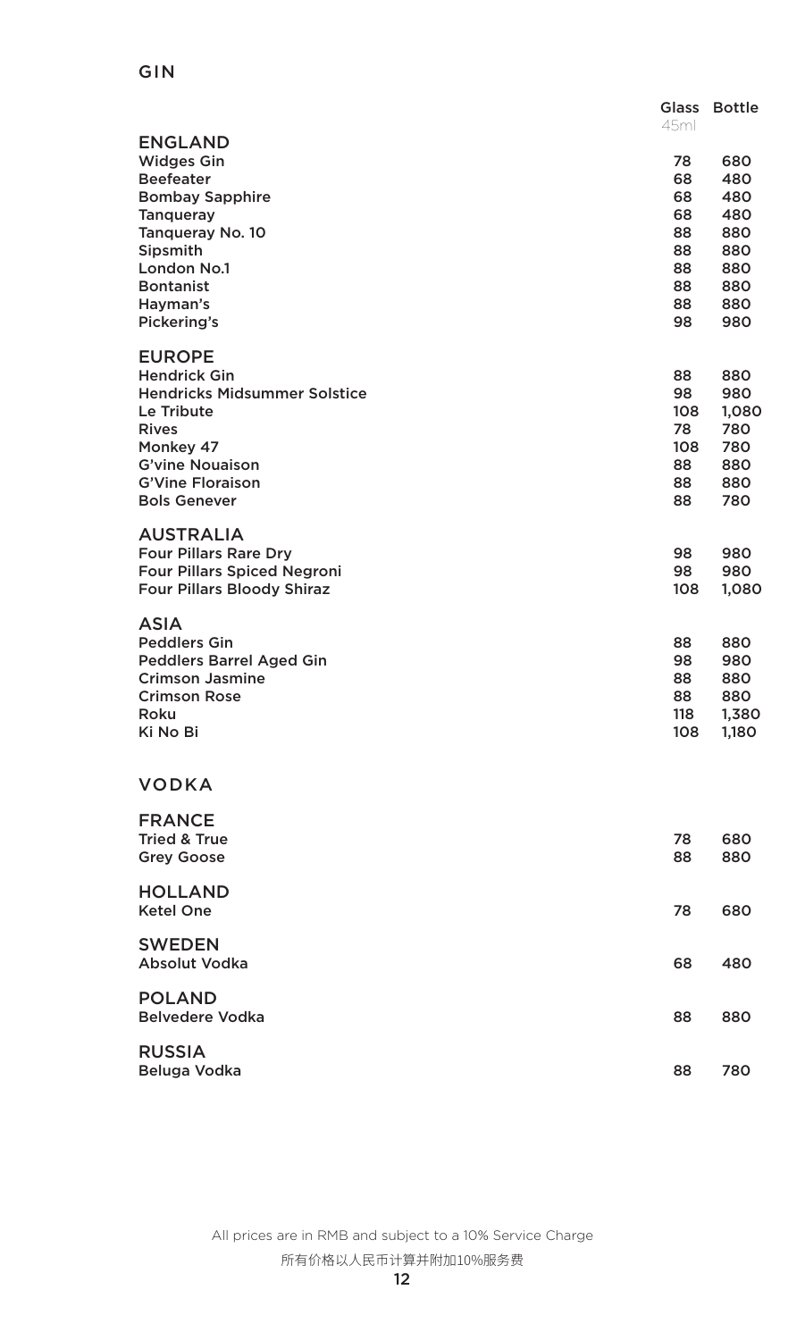# GIN

| | Glass 45ml | Bottle |
|---|---|---|
| **ENGLAND** | | |
| Widges Gin | 78 | 680 |
| Beefeater | 68 | 480 |
| Bombay Sapphire | 68 | 480 |
| Tanqueray | 68 | 480 |
| Tanqueray No. 10 | 88 | 880 |
| Sipsmith | 88 | 880 |
| London No.1 | 88 | 880 |
| Bontanist | 88 | 880 |
| Hayman's | 88 | 880 |
| Pickering's | 98 | 980 |
| **EUROPE** | | |
| Hendrick Gin | 88 | 880 |
| Hendricks Midsummer Solstice | 98 | 980 |
| Le Tribute | 108 | 1,080 |
| Rives | 78 | 780 |
| Monkey 47 | 108 | 780 |
| G'vine Nouaison | 88 | 880 |
| G'Vine Floraison | 88 | 880 |
| Bols Genever | 88 | 780 |
| **AUSTRALIA** | | |
| Four Pillars Rare Dry | 98 | 980 |
| Four Pillars Spiced Negroni | 98 | 980 |
| Four Pillars Bloody Shiraz | 108 | 1,080 |
| **ASIA** | | |
| Peddlers Gin | 88 | 880 |
| Peddlers Barrel Aged Gin | 98 | 980 |
| Crimson Jasmine | 88 | 880 |
| Crimson Rose | 88 | 880 |
| Roku | 118 | 1,380 |
| Ki No Bi | 108 | 1,180 |

# VODKA

| | Glass 45ml | Bottle |
|---|---|---|
| **FRANCE** | | |
| Tried & True | 78 | 680 |
| Grey Goose | 88 | 880 |
| **HOLLAND** | | |
| Ketel One | 78 | 680 |
| **SWEDEN** | | |
| Absolut Vodka | 68 | 480 |
| **POLAND** | | |
| Belvedere Vodka | 88 | 880 |
| **RUSSIA** | | |
| Beluga Vodka | 88 | 780 |

All prices are in RMB and subject to a 10% Service Charge

所有价格以人民币计算并附加10%服务费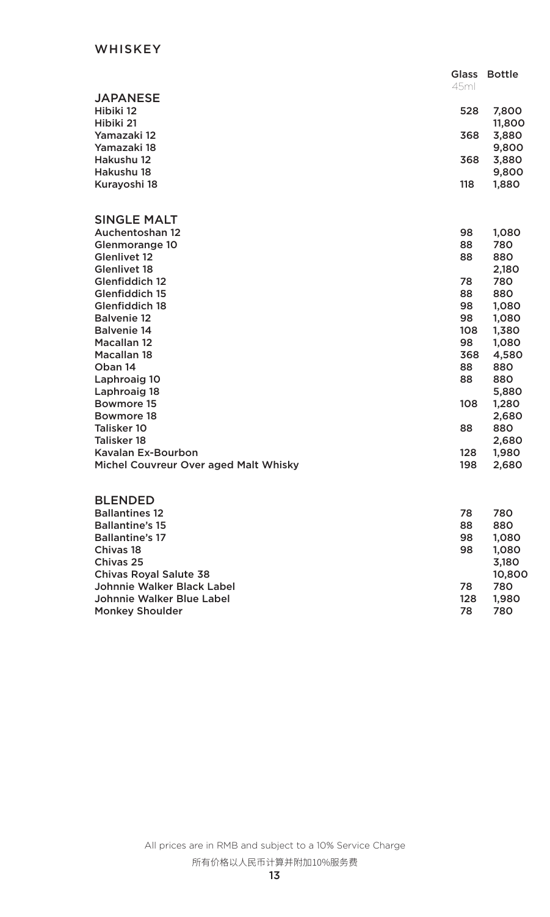# WHISKEY

| | Glass 45ml | Bottle |
|---|---|---|
| **JAPANESE** | | |
| Hibiki 12 | 528 | 7,800 |
| Hibiki 21 | | 11,800 |
| Yamazaki 12 | 368 | 3,880 |
| Yamazaki 18 | | 9,800 |
| Hakushu 12 | 368 | 3,880 |
| Hakushu 18 | | 9,800 |
| Kurayoshi 18 | 118 | 1,880 |
| **SINGLE MALT** | | |
| Auchentoshan 12 | 98 | 1,080 |
| Glenmorange 10 | 88 | 780 |
| Glenlivet 12 | 88 | 880 |
| Glenlivet 18 | | 2,180 |
| Glenfiddich 12 | 78 | 780 |
| Glenfiddich 15 | 88 | 880 |
| Glenfiddich 18 | 98 | 1,080 |
| Balvenie 12 | 98 | 1,080 |
| Balvenie 14 | 108 | 1,380 |
| Macallan 12 | 98 | 1,080 |
| Macallan 18 | 368 | 4,580 |
| Oban 14 | 88 | 880 |
| Laphroaig 10 | 88 | 880 |
| Laphroaig 18 | | 5,880 |
| Bowmore 15 | 108 | 1,280 |
| Bowmore 18 | | 2,680 |
| Talisker 10 | 88 | 880 |
| Talisker 18 | | 2,680 |
| Kavalan Ex-Bourbon | 128 | 1,980 |
| Michel Couvreur Over aged Malt Whisky | 198 | 2,680 |
| **BLENDED** | | |
| Ballantines 12 | 78 | 780 |
| Ballantine's 15 | 88 | 880 |
| Ballantine's 17 | 98 | 1,080 |
| Chivas 18 | 98 | 1,080 |
| Chivas 25 | | 3,180 |
| Chivas Royal Salute 38 | | 10,800 |
| Johnnie Walker Black Label | 78 | 780 |
| Johnnie Walker Blue Label | 128 | 1,980 |
| Monkey Shoulder | 78 | 780 |

All prices are in RMB and subject to a 10% Service Charge

所有价格以人民币计算并附加10%服务费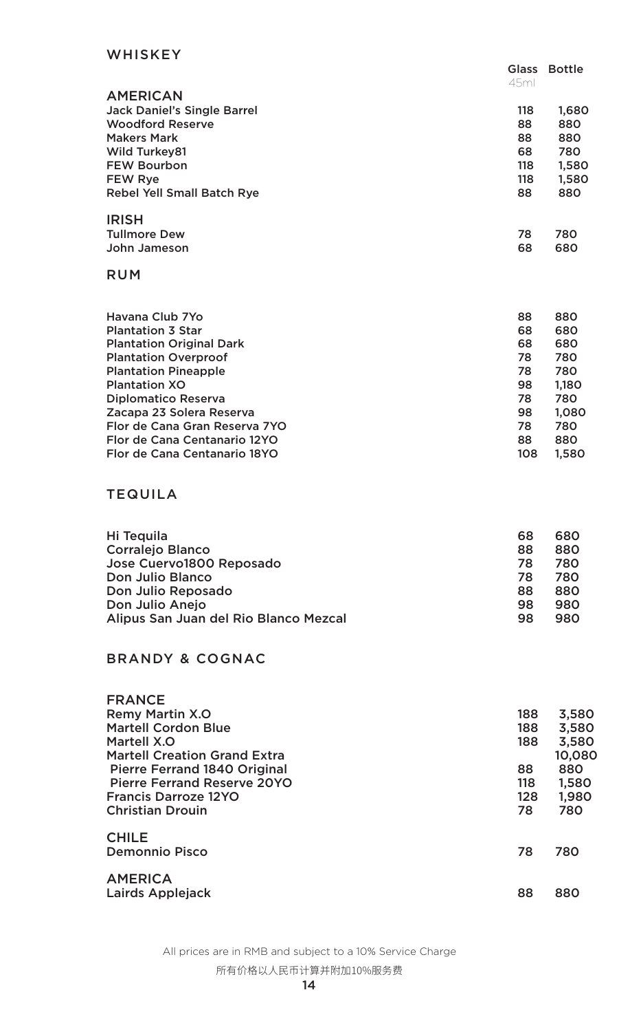## WHISKEY

| | Glass 45ml | Bottle |
|---|---|---|
| **AMERICAN** | | |
| Jack Daniel's Single Barrel | 118 | 1,680 |
| Woodford Reserve | 88 | 880 |
| Makers Mark | 88 | 880 |
| Wild Turkey81 | 68 | 780 |
| FEW Bourbon | 118 | 1,580 |
| FEW Rye | 118 | 1,580 |
| Rebel Yell Small Batch Rye | 88 | 880 |
| **IRISH** | | |
| Tullmore Dew | 78 | 780 |
| John Jameson | 68 | 680 |

## RUM

| | Glass 45ml | Bottle |
|---|---|---|
| Havana Club 7Yo | 88 | 880 |
| Plantation 3 Star | 68 | 680 |
| Plantation Original Dark | 68 | 680 |
| Plantation Overproof | 78 | 780 |
| Plantation Pineapple | 78 | 780 |
| Plantation XO | 98 | 1,180 |
| Diplomatico Reserva | 78 | 780 |
| Zacapa 23 Solera Reserva | 98 | 1,080 |
| Flor de Cana Gran Reserva 7YO | 78 | 780 |
| Flor de Cana Centanario 12YO | 88 | 880 |
| Flor de Cana Centanario 18YO | 108 | 1,580 |

## TEQUILA

| | Glass 45ml | Bottle |
|---|---|---|
| Hi Tequila | 68 | 680 |
| Corralejo Blanco | 88 | 880 |
| Jose Cuervo1800 Reposado | 78 | 780 |
| Don Julio Blanco | 78 | 780 |
| Don Julio Reposado | 88 | 880 |
| Don Julio Anejo | 98 | 980 |
| Alipus San Juan del Rio Blanco Mezcal | 98 | 980 |

## BRANDY & COGNAC

| | Glass 45ml | Bottle |
|---|---|---|
| **FRANCE** | | |
| Remy Martin X.O | 188 | 3,580 |
| Martell Cordon Blue | 188 | 3,580 |
| Martell X.O | 188 | 3,580 |
| Martell Creation Grand Extra | | 10,080 |
| Pierre Ferrand 1840 Original | 88 | 880 |
| Pierre Ferrand Reserve 20YO | 118 | 1,580 |
| Francis Darroze 12YO | 128 | 1,980 |
| Christian Drouin | 78 | 780 |
| **CHILE** | | |
| Demonnio Pisco | 78 | 780 |
| **AMERICA** | | |
| Lairds Applejack | 88 | 880 |

All prices are in RMB and subject to a 10% Service Charge

所有价格以人民币计算并附加10%服务费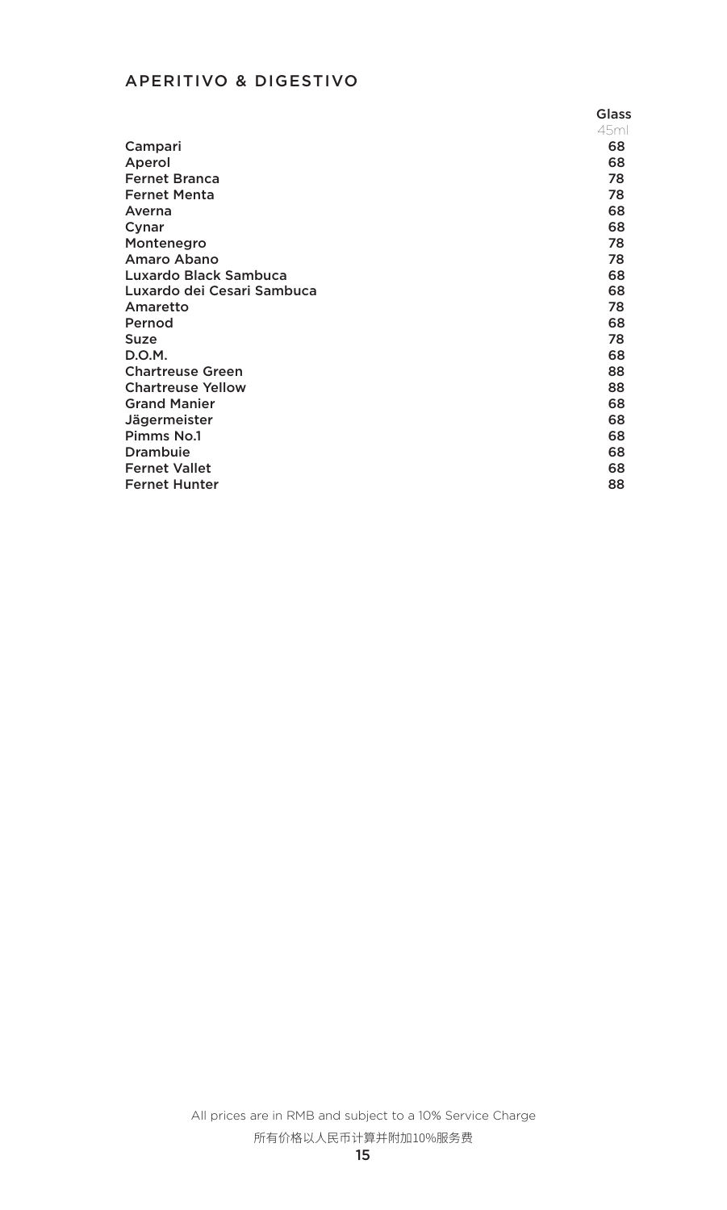## APERITIVO & DIGESTIVO

| | Glass 45ml |
|---|---|
| Campari | 68 |
| Aperol | 68 |
| Fernet Branca | 78 |
| Fernet Menta | 78 |
| Averna | 68 |
| Cynar | 68 |
| Montenegro | 78 |
| Amaro Abano | 78 |
| Luxardo Black Sambuca | 68 |
| Luxardo dei Cesari Sambuca | 68 |
| Amaretto | 78 |
| Pernod | 68 |
| Suze | 78 |
| D.O.M. | 68 |
| Chartreuse Green | 88 |
| Chartreuse Yellow | 88 |
| Grand Manier | 68 |
| Jägermeister | 68 |
| Pimms No.1 | 68 |
| Drambuie | 68 |
| Fernet Vallet | 68 |
| Fernet Hunter | 88 |

All prices are in RMB and subject to a 10% Service Charge

所有价格以人民币计算并附加10%服务费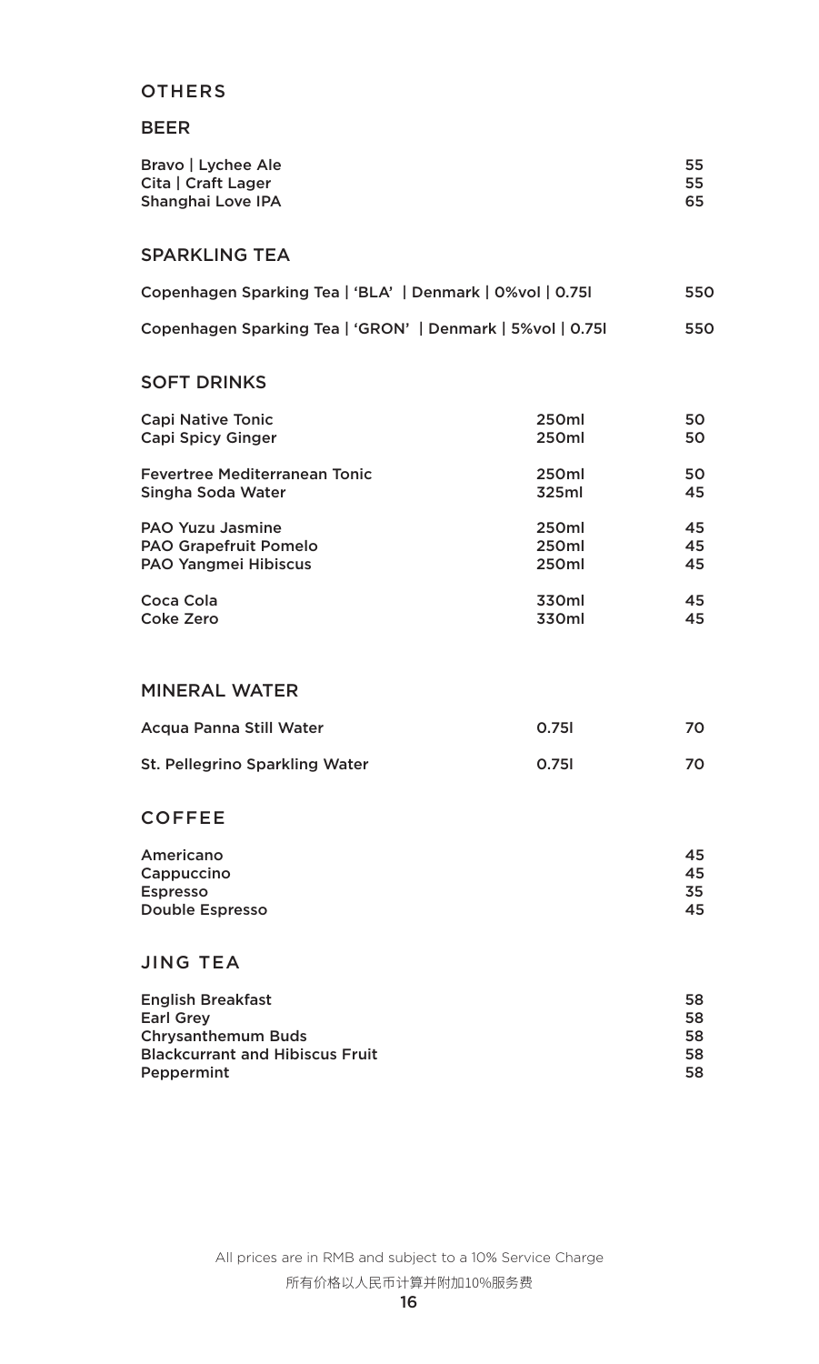# OTHERS

## BEER

| | |
|---|---|
| Bravo \| Lychee Ale | 55 |
| Cita \| Craft Lager | 55 |
| Shanghai Love IPA | 65 |

## SPARKLING TEA

| | |
|---|---|
| Copenhagen Sparking Tea \| 'BLA' \| Denmark \| 0%vol \| 0.75l | 550 |
| Copenhagen Sparking Tea \| 'GRON' \| Denmark \| 5%vol \| 0.75l | 550 |

## SOFT DRINKS

| | | |
|---|---|---|
| Capi Native Tonic | 250ml | 50 |
| Capi Spicy Ginger | 250ml | 50 |
| Fevertree Mediterranean Tonic | 250ml | 50 |
| Singha Soda Water | 325ml | 45 |
| PAO Yuzu Jasmine | 250ml | 45 |
| PAO Grapefruit Pomelo | 250ml | 45 |
| PAO Yangmei Hibiscus | 250ml | 45 |
| Coca Cola | 330ml | 45 |
| Coke Zero | 330ml | 45 |

## MINERAL WATER

| | | |
|---|---|---|
| Acqua Panna Still Water | 0.75l | 70 |
| St. Pellegrino Sparkling Water | 0.75l | 70 |

## COFFEE

| | |
|---|---|
| Americano | 45 |
| Cappuccino | 45 |
| Espresso | 35 |
| Double Espresso | 45 |

## JING TEA

| | |
|---|---|
| English Breakfast | 58 |
| Earl Grey | 58 |
| Chrysanthemum Buds | 58 |
| Blackcurrant and Hibiscus Fruit | 58 |
| Peppermint | 58 |

All prices are in RMB and subject to a 10% Service Charge

所有价格以人民币计算并附加10%服务费